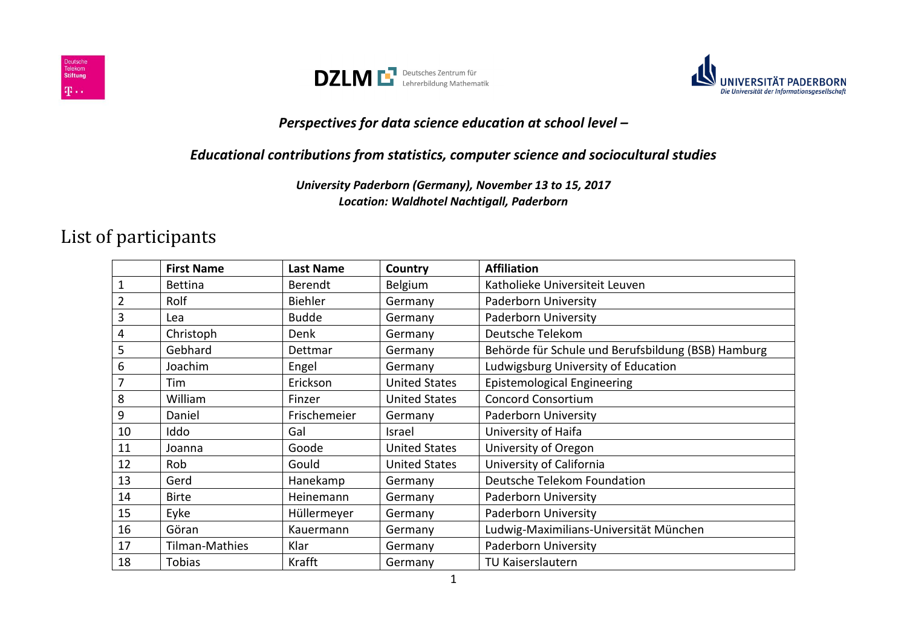***Perspectives for data science education at school level –***

***Educational contributions from statistics, computer science and sociocultural studies***

***University Paderborn (Germany), November 13 to 15, 2017***
***Location: Waldhotel Nachtigall, Paderborn***

# List of participants

| | First Name | Last Name | Country | Affiliation |
|---|---|---|---|---|
| 1 | Bettina | Berendt | Belgium | Katholieke Universiteit Leuven |
| 2 | Rolf | Biehler | Germany | Paderborn University |
| 3 | Lea | Budde | Germany | Paderborn University |
| 4 | Christoph | Denk | Germany | Deutsche Telekom |
| 5 | Gebhard | Dettmar | Germany | Behörde für Schule und Berufsbildung (BSB) Hamburg |
| 6 | Joachim | Engel | Germany | Ludwigsburg University of Education |
| 7 | Tim | Erickson | United States | Epistemological Engineering |
| 8 | William | Finzer | United States | Concord Consortium |
| 9 | Daniel | Frischemeier | Germany | Paderborn University |
| 10 | Iddo | Gal | Israel | University of Haifa |
| 11 | Joanna | Goode | United States | University of Oregon |
| 12 | Rob | Gould | United States | University of California |
| 13 | Gerd | Hanekamp | Germany | Deutsche Telekom Foundation |
| 14 | Birte | Heinemann | Germany | Paderborn University |
| 15 | Eyke | Hüllermeyer | Germany | Paderborn University |
| 16 | Göran | Kauermann | Germany | Ludwig-Maximilians-Universität München |
| 17 | Tilman-Mathies | Klar | Germany | Paderborn University |
| 18 | Tobias | Krafft | Germany | TU Kaiserslautern |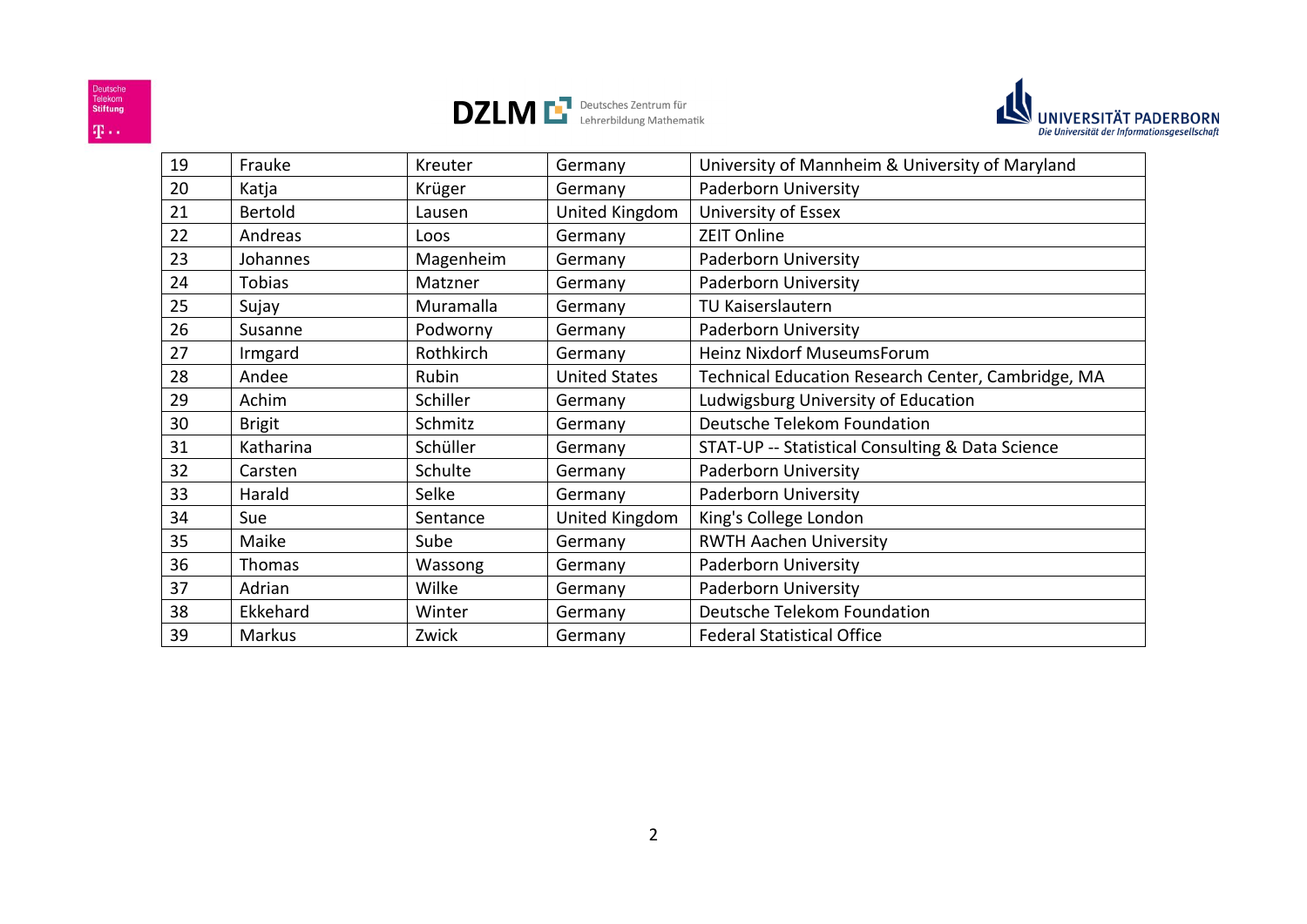| | | | | |
|---|---|---|---|---|
| 19 | Frauke | Kreuter | Germany | University of Mannheim & University of Maryland |
| 20 | Katja | Krüger | Germany | Paderborn University |
| 21 | Bertold | Lausen | United Kingdom | University of Essex |
| 22 | Andreas | Loos | Germany | ZEIT Online |
| 23 | Johannes | Magenheim | Germany | Paderborn University |
| 24 | Tobias | Matzner | Germany | Paderborn University |
| 25 | Sujay | Muramalla | Germany | TU Kaiserslautern |
| 26 | Susanne | Podworny | Germany | Paderborn University |
| 27 | Irmgard | Rothkirch | Germany | Heinz Nixdorf MuseumsForum |
| 28 | Andee | Rubin | United States | Technical Education Research Center, Cambridge, MA |
| 29 | Achim | Schiller | Germany | Ludwigsburg University of Education |
| 30 | Brigit | Schmitz | Germany | Deutsche Telekom Foundation |
| 31 | Katharina | Schüller | Germany | STAT-UP -- Statistical Consulting & Data Science |
| 32 | Carsten | Schulte | Germany | Paderborn University |
| 33 | Harald | Selke | Germany | Paderborn University |
| 34 | Sue | Sentance | United Kingdom | King's College London |
| 35 | Maike | Sube | Germany | RWTH Aachen University |
| 36 | Thomas | Wassong | Germany | Paderborn University |
| 37 | Adrian | Wilke | Germany | Paderborn University |
| 38 | Ekkehard | Winter | Germany | Deutsche Telekom Foundation |
| 39 | Markus | Zwick | Germany | Federal Statistical Office |